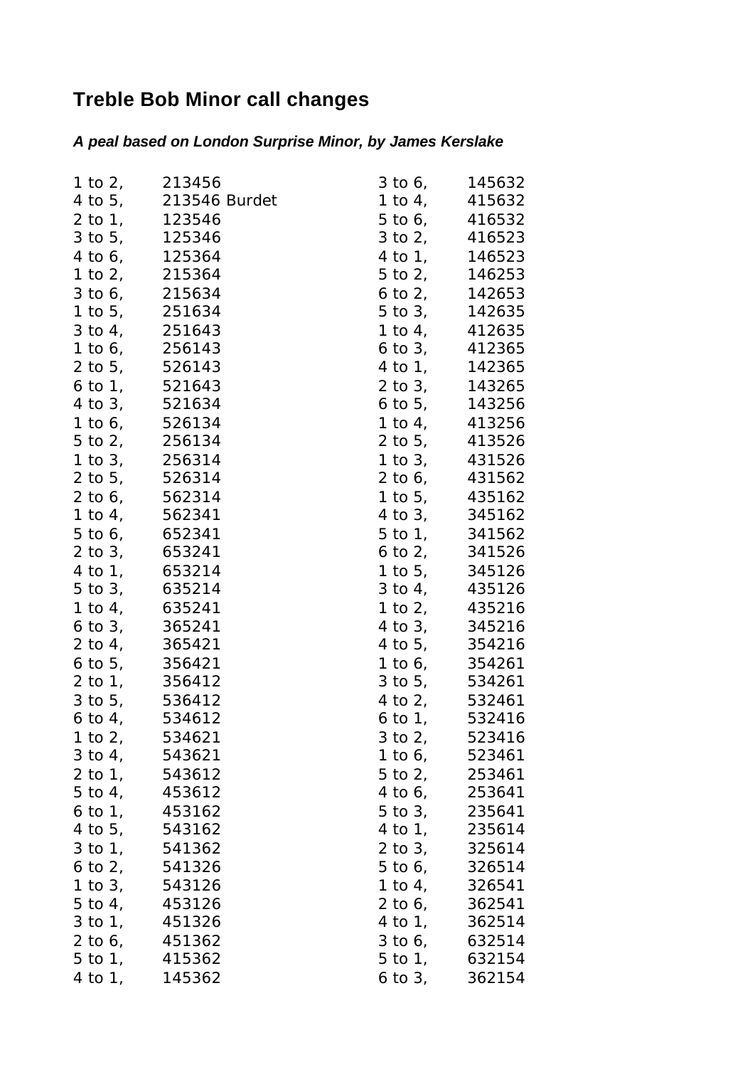## Treble Bob Minor call changes

***A peal based on London Surprise Minor, by James Kerslake***

| | | | |
|---|---|---|---|
| 1 to 2, | 213456 | 3 to 6, | 145632 |
| 4 to 5, | 213546 Burdet | 1 to 4, | 415632 |
| 2 to 1, | 123546 | 5 to 6, | 416532 |
| 3 to 5, | 125346 | 3 to 2, | 416523 |
| 4 to 6, | 125364 | 4 to 1, | 146523 |
| 1 to 2, | 215364 | 5 to 2, | 146253 |
| 3 to 6, | 215634 | 6 to 2, | 142653 |
| 1 to 5, | 251634 | 5 to 3, | 142635 |
| 3 to 4, | 251643 | 1 to 4, | 412635 |
| 1 to 6, | 256143 | 6 to 3, | 412365 |
| 2 to 5, | 526143 | 4 to 1, | 142365 |
| 6 to 1, | 521643 | 2 to 3, | 143265 |
| 4 to 3, | 521634 | 6 to 5, | 143256 |
| 1 to 6, | 526134 | 1 to 4, | 413256 |
| 5 to 2, | 256134 | 2 to 5, | 413526 |
| 1 to 3, | 256314 | 1 to 3, | 431526 |
| 2 to 5, | 526314 | 2 to 6, | 431562 |
| 2 to 6, | 562314 | 1 to 5, | 435162 |
| 1 to 4, | 562341 | 4 to 3, | 345162 |
| 5 to 6, | 652341 | 5 to 1, | 341562 |
| 2 to 3, | 653241 | 6 to 2, | 341526 |
| 4 to 1, | 653214 | 1 to 5, | 345126 |
| 5 to 3, | 635214 | 3 to 4, | 435126 |
| 1 to 4, | 635241 | 1 to 2, | 435216 |
| 6 to 3, | 365241 | 4 to 3, | 345216 |
| 2 to 4, | 365421 | 4 to 5, | 354216 |
| 6 to 5, | 356421 | 1 to 6, | 354261 |
| 2 to 1, | 356412 | 3 to 5, | 534261 |
| 3 to 5, | 536412 | 4 to 2, | 532461 |
| 6 to 4, | 534612 | 6 to 1, | 532416 |
| 1 to 2, | 534621 | 3 to 2, | 523416 |
| 3 to 4, | 543621 | 1 to 6, | 523461 |
| 2 to 1, | 543612 | 5 to 2, | 253461 |
| 5 to 4, | 453612 | 4 to 6, | 253641 |
| 6 to 1, | 453162 | 5 to 3, | 235641 |
| 4 to 5, | 543162 | 4 to 1, | 235614 |
| 3 to 1, | 541362 | 2 to 3, | 325614 |
| 6 to 2, | 541326 | 5 to 6, | 326514 |
| 1 to 3, | 543126 | 1 to 4, | 326541 |
| 5 to 4, | 453126 | 2 to 6, | 362541 |
| 3 to 1, | 451326 | 4 to 1, | 362514 |
| 2 to 6, | 451362 | 3 to 6, | 632514 |
| 5 to 1, | 415362 | 5 to 1, | 632154 |
| 4 to 1, | 145362 | 6 to 3, | 362154 |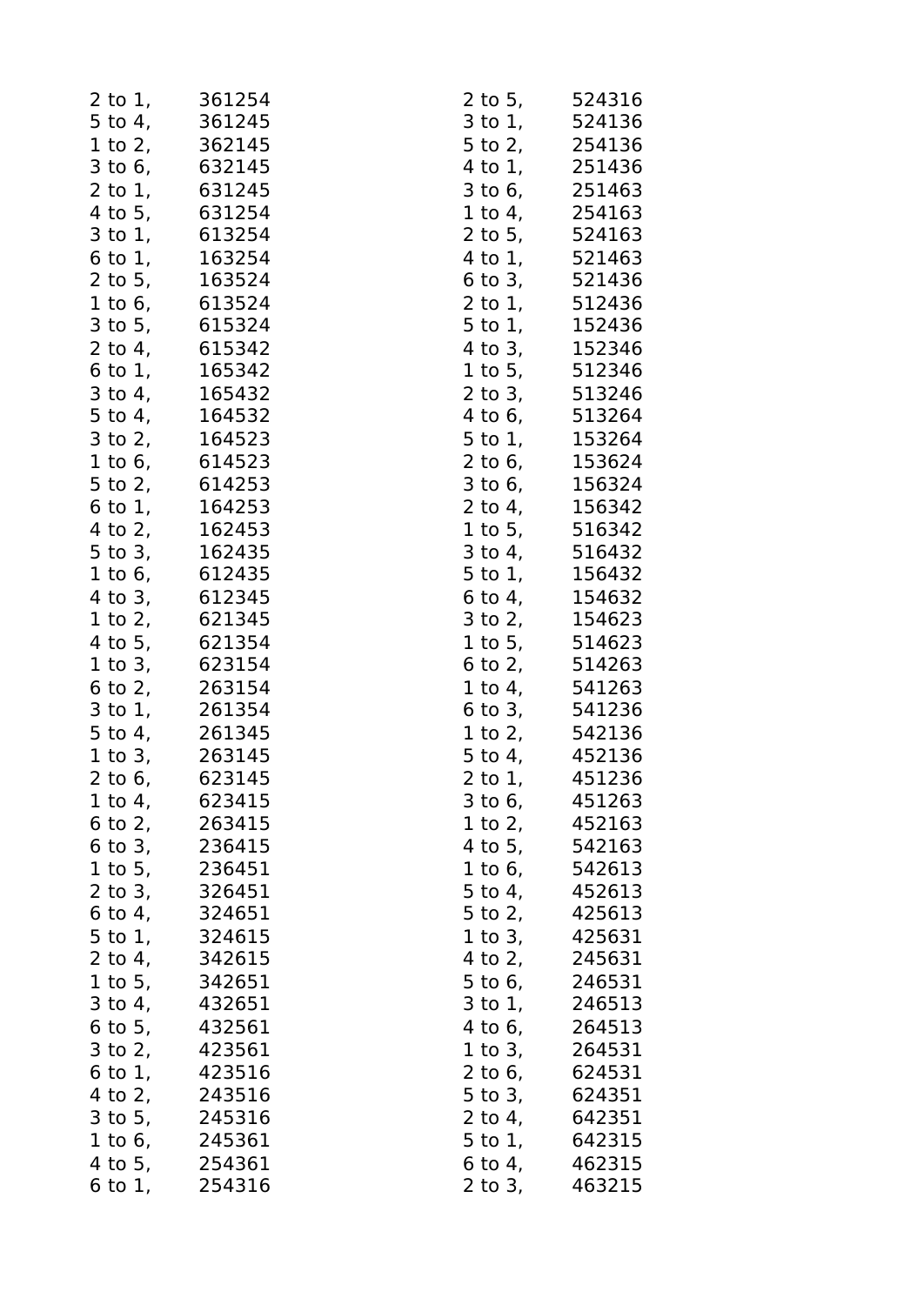2 to 1, 361254
5 to 4, 361245
1 to 2, 362145
3 to 6, 632145
2 to 1, 631245
4 to 5, 631254
3 to 1, 613254
6 to 1, 163254
2 to 5, 163524
1 to 6, 613524
3 to 5, 615324
2 to 4, 615342
6 to 1, 165342
3 to 4, 165432
5 to 4, 164532
3 to 2, 164523
1 to 6, 614523
5 to 2, 614253
6 to 1, 164253
4 to 2, 162453
5 to 3, 162435
1 to 6, 612435
4 to 3, 612345
1 to 2, 621345
4 to 5, 621354
1 to 3, 623154
6 to 2, 263154
3 to 1, 261354
5 to 4, 261345
1 to 3, 263145
2 to 6, 623145
1 to 4, 623415
6 to 2, 263415
6 to 3, 236415
1 to 5, 236451
2 to 3, 326451
6 to 4, 324651
5 to 1, 324615
2 to 4, 342615
1 to 5, 342651
3 to 4, 432651
6 to 5, 432561
3 to 2, 423561
6 to 1, 423516
4 to 2, 243516
3 to 5, 245316
1 to 6, 245361
4 to 5, 254361
6 to 1, 254316
2 to 5, 524316
3 to 1, 524136
5 to 2, 254136
4 to 1, 251436
3 to 6, 251463
1 to 4, 254163
2 to 5, 524163
4 to 1, 521463
6 to 3, 521436
2 to 1, 512436
5 to 1, 152436
4 to 3, 152346
1 to 5, 512346
2 to 3, 513246
4 to 6, 513264
5 to 1, 153264
2 to 6, 153624
3 to 6, 156324
2 to 4, 156342
1 to 5, 516342
3 to 4, 516432
5 to 1, 156432
6 to 4, 154632
3 to 2, 154623
1 to 5, 514623
6 to 2, 514263
1 to 4, 541263
6 to 3, 541236
1 to 2, 542136
5 to 4, 452136
2 to 1, 451236
3 to 6, 451263
1 to 2, 452163
4 to 5, 542163
1 to 6, 542613
5 to 4, 452613
5 to 2, 425613
1 to 3, 425631
4 to 2, 245631
5 to 6, 246531
3 to 1, 246513
4 to 6, 264513
1 to 3, 264531
2 to 6, 624531
5 to 3, 624351
2 to 4, 642351
5 to 1, 642315
6 to 4, 462315
2 to 3, 463215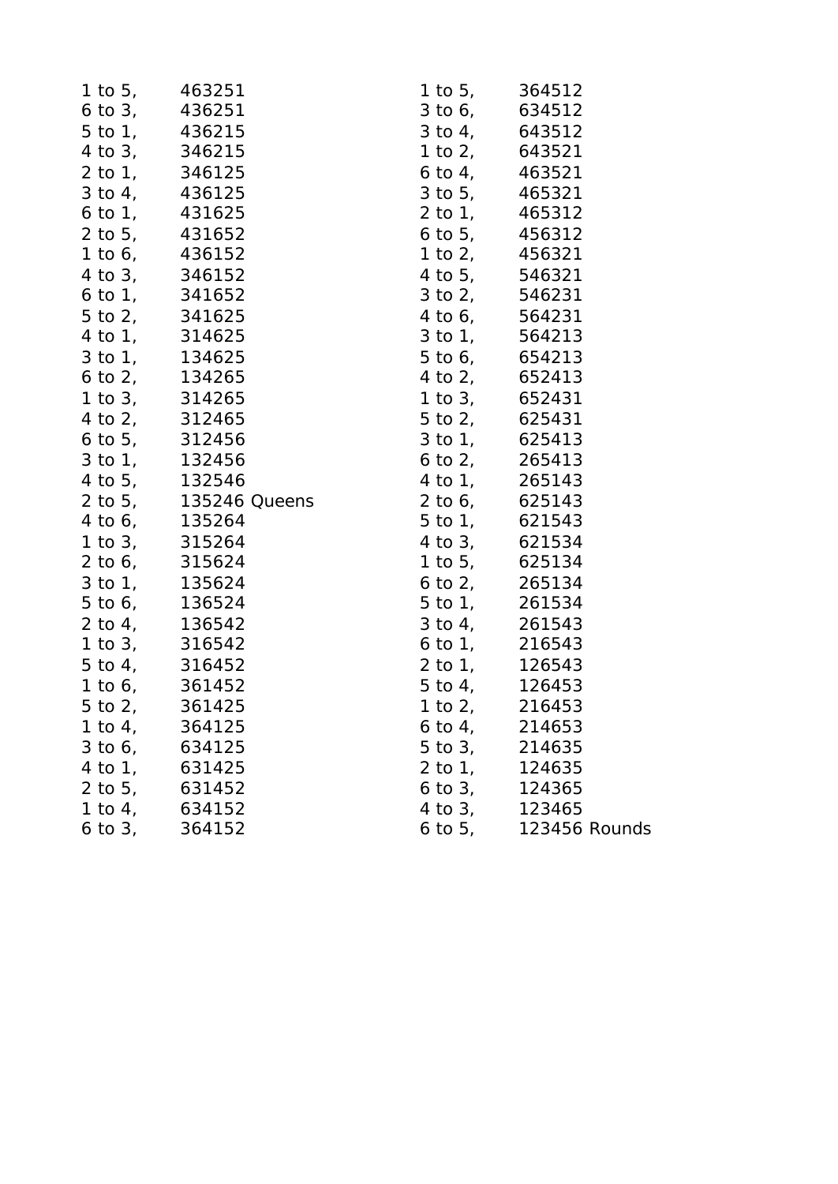| | |
|---|---|
| 1 to 5, | 463251 |
| 6 to 3, | 436251 |
| 5 to 1, | 436215 |
| 4 to 3, | 346215 |
| 2 to 1, | 346125 |
| 3 to 4, | 436125 |
| 6 to 1, | 431625 |
| 2 to 5, | 431652 |
| 1 to 6, | 436152 |
| 4 to 3, | 346152 |
| 6 to 1, | 341652 |
| 5 to 2, | 341625 |
| 4 to 1, | 314625 |
| 3 to 1, | 134625 |
| 6 to 2, | 134265 |
| 1 to 3, | 314265 |
| 4 to 2, | 312465 |
| 6 to 5, | 312456 |
| 3 to 1, | 132456 |
| 4 to 5, | 132546 |
| 2 to 5, | 135246 Queens |
| 4 to 6, | 135264 |
| 1 to 3, | 315264 |
| 2 to 6, | 315624 |
| 3 to 1, | 135624 |
| 5 to 6, | 136524 |
| 2 to 4, | 136542 |
| 1 to 3, | 316542 |
| 5 to 4, | 316452 |
| 1 to 6, | 361452 |
| 5 to 2, | 361425 |
| 1 to 4, | 364125 |
| 3 to 6, | 634125 |
| 4 to 1, | 631425 |
| 2 to 5, | 631452 |
| 1 to 4, | 634152 |
| 6 to 3, | 364152 |
| 1 to 5, | 364512 |
| 3 to 6, | 634512 |
| 3 to 4, | 643512 |
| 1 to 2, | 643521 |
| 6 to 4, | 463521 |
| 3 to 5, | 465321 |
| 2 to 1, | 465312 |
| 6 to 5, | 456312 |
| 1 to 2, | 456321 |
| 4 to 5, | 546321 |
| 3 to 2, | 546231 |
| 4 to 6, | 564231 |
| 3 to 1, | 564213 |
| 5 to 6, | 654213 |
| 4 to 2, | 652413 |
| 1 to 3, | 652431 |
| 5 to 2, | 625431 |
| 3 to 1, | 625413 |
| 6 to 2, | 265413 |
| 4 to 1, | 265143 |
| 2 to 6, | 625143 |
| 5 to 1, | 621543 |
| 4 to 3, | 621534 |
| 1 to 5, | 625134 |
| 6 to 2, | 265134 |
| 5 to 1, | 261534 |
| 3 to 4, | 261543 |
| 6 to 1, | 216543 |
| 2 to 1, | 126543 |
| 5 to 4, | 126453 |
| 1 to 2, | 216453 |
| 6 to 4, | 214653 |
| 5 to 3, | 214635 |
| 2 to 1, | 124635 |
| 6 to 3, | 124365 |
| 4 to 3, | 123465 |
| 6 to 5, | 123456 Rounds |